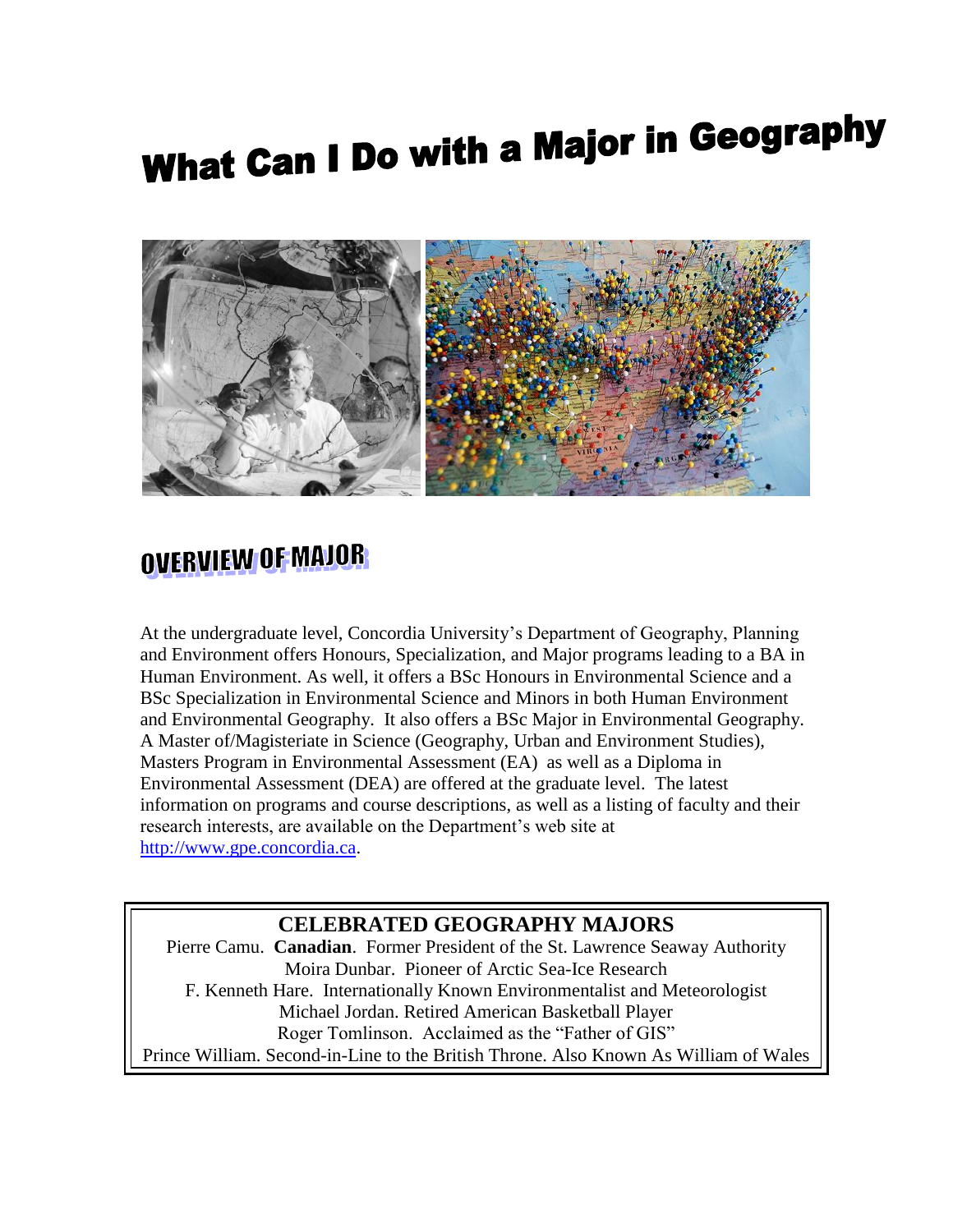# What Can I Do with a Major in Geography

## OVERVIEW OF MAJOR

At the undergraduate level, Concordia University's Department of Geography, Planning and Environment offers Honours, Specialization, and Major programs leading to a BA in Human Environment. As well, it offers a BSc Honours in Environmental Science and a BSc Specialization in Environmental Science and Minors in both Human Environment and Environmental Geography. It also offers a BSc Major in Environmental Geography. A Master of/Magisteriate in Science (Geography, Urban and Environment Studies), Masters Program in Environmental Assessment (EA) as well as a Diploma in Environmental Assessment (DEA) are offered at the graduate level. The latest information on programs and course descriptions, as well as a listing of faculty and their research interests, are available on the Department's web site at http://www.gpe.concordia.ca.

**CELEBRATED GEOGRAPHY MAJORS**

Pierre Camu. **Canadian**. Former President of the St. Lawrence Seaway Authority

Moira Dunbar. Pioneer of Arctic Sea-Ice Research

F. Kenneth Hare. Internationally Known Environmentalist and Meteorologist

Michael Jordan. Retired American Basketball Player

Roger Tomlinson. Acclaimed as the "Father of GIS"

Prince William. Second-in-Line to the British Throne. Also Known As William of Wales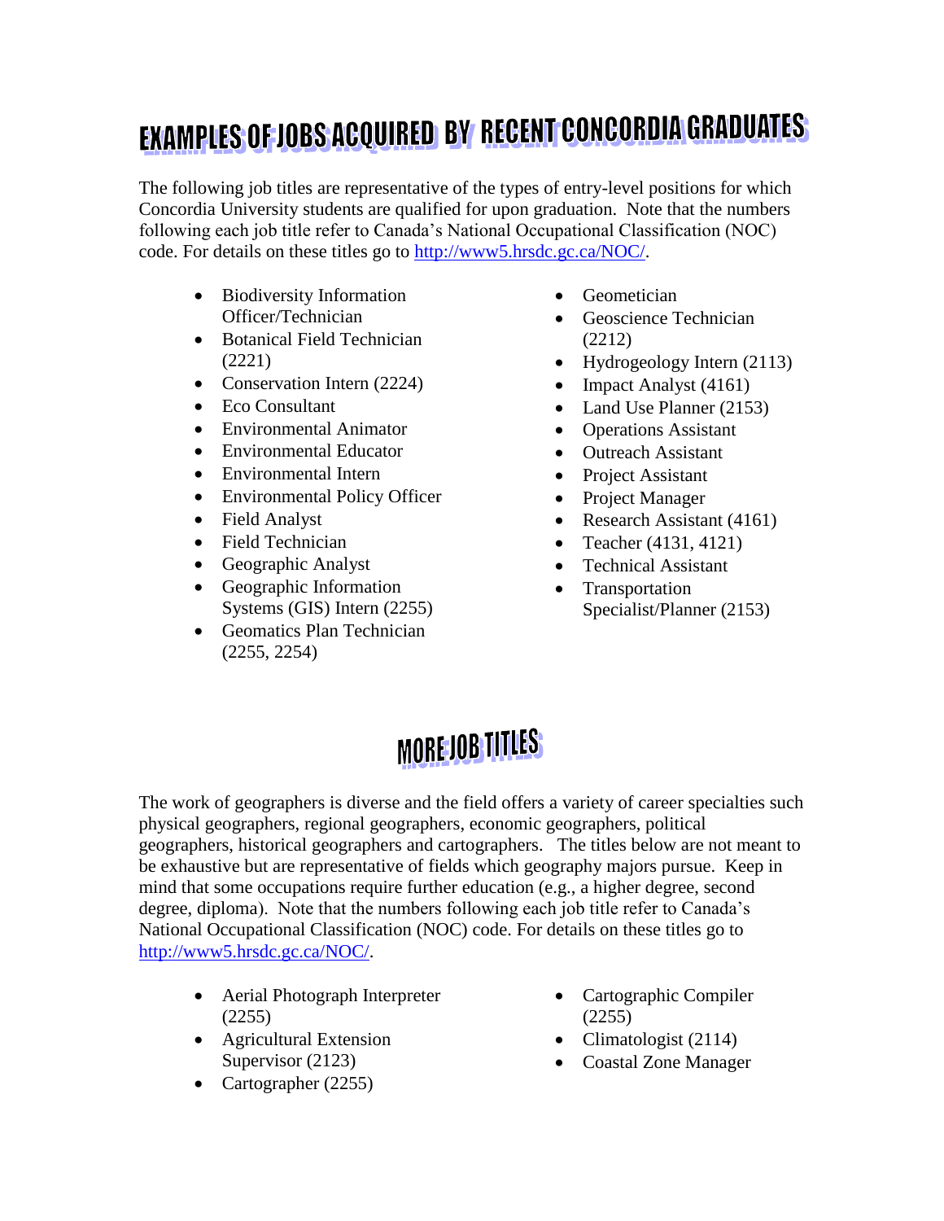# EXAMPLES OF JOBS ACQUIRED BY RECENT CONCORDIA GRADUATES

The following job titles are representative of the types of entry-level positions for which Concordia University students are qualified for upon graduation. Note that the numbers following each job title refer to Canada's National Occupational Classification (NOC) code. For details on these titles go to http://www5.hrsdc.gc.ca/NOC/.

- Biodiversity Information Officer/Technician
- Botanical Field Technician (2221)
- Conservation Intern (2224)
- Eco Consultant
- Environmental Animator
- Environmental Educator
- Environmental Intern
- Environmental Policy Officer
- Field Analyst
- Field Technician
- Geographic Analyst
- Geographic Information Systems (GIS) Intern (2255)
- Geomatics Plan Technician (2255, 2254)
- Geometician
- Geoscience Technician (2212)
- Hydrogeology Intern (2113)
- Impact Analyst (4161)
- Land Use Planner (2153)
- Operations Assistant
- Outreach Assistant
- Project Assistant
- Project Manager
- Research Assistant (4161)
- Teacher (4131, 4121)
- Technical Assistant
- Transportation Specialist/Planner (2153)

# MORE JOB TITLES

The work of geographers is diverse and the field offers a variety of career specialties such physical geographers, regional geographers, economic geographers, political geographers, historical geographers and cartographers. The titles below are not meant to be exhaustive but are representative of fields which geography majors pursue. Keep in mind that some occupations require further education (e.g., a higher degree, second degree, diploma). Note that the numbers following each job title refer to Canada's National Occupational Classification (NOC) code. For details on these titles go to http://www5.hrsdc.gc.ca/NOC/.

- Aerial Photograph Interpreter (2255)
- Agricultural Extension Supervisor (2123)
- Cartographer (2255)
- Cartographic Compiler (2255)
- Climatologist (2114)
- Coastal Zone Manager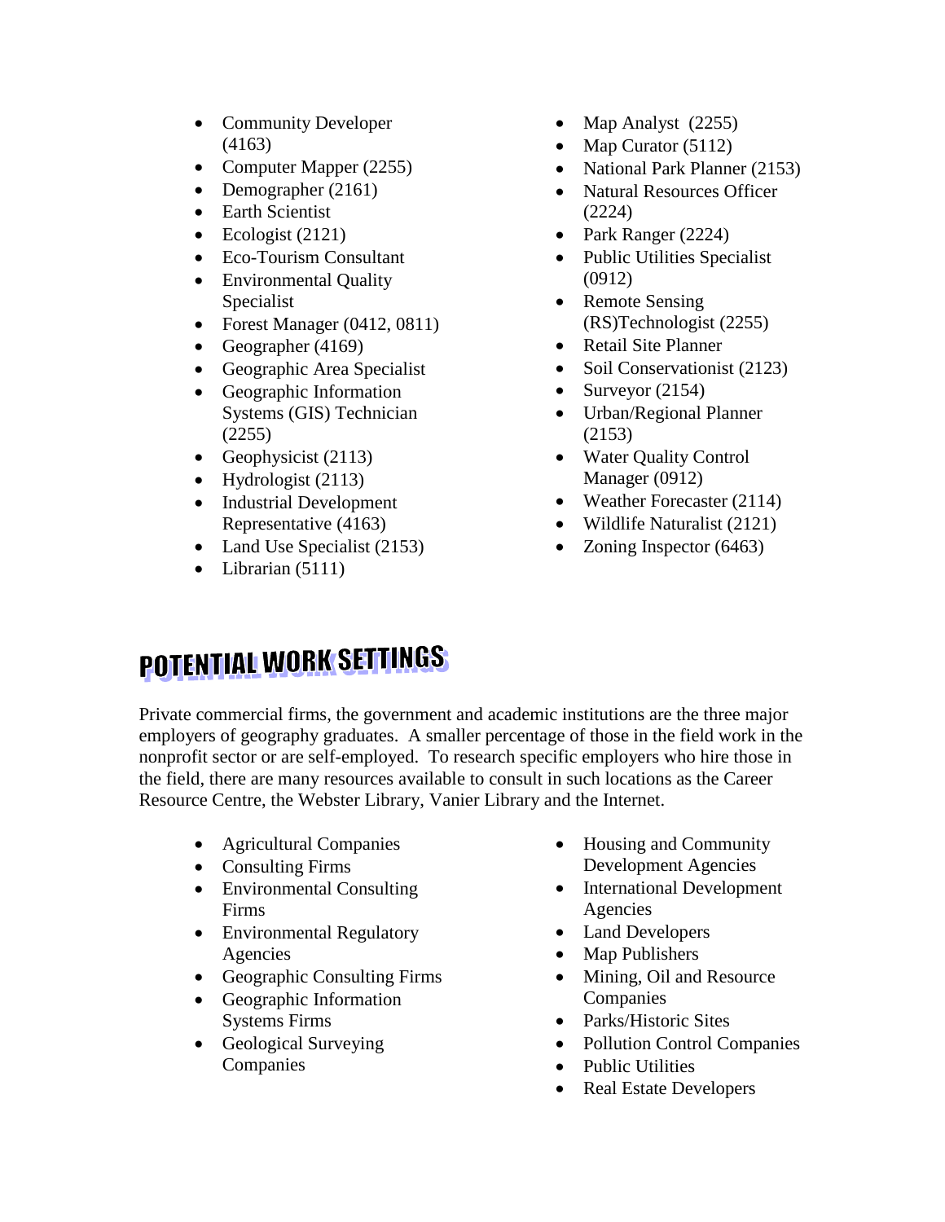- Community Developer (4163)
- Computer Mapper (2255)
- Demographer (2161)
- Earth Scientist
- Ecologist (2121)
- Eco-Tourism Consultant
- Environmental Quality Specialist
- Forest Manager (0412, 0811)
- Geographer (4169)
- Geographic Area Specialist
- Geographic Information Systems (GIS) Technician (2255)
- Geophysicist (2113)
- Hydrologist (2113)
- Industrial Development Representative (4163)
- Land Use Specialist (2153)
- Librarian (5111)
- Map Analyst (2255)
- Map Curator (5112)
- National Park Planner (2153)
- Natural Resources Officer (2224)
- Park Ranger (2224)
- Public Utilities Specialist (0912)
- Remote Sensing (RS)Technologist (2255)
- Retail Site Planner
- Soil Conservationist (2123)
- Surveyor (2154)
- Urban/Regional Planner (2153)
- Water Quality Control Manager (0912)
- Weather Forecaster (2114)
- Wildlife Naturalist (2121)
- Zoning Inspector (6463)

## POTENTIAL WORK SETTINGS

Private commercial firms, the government and academic institutions are the three major employers of geography graduates. A smaller percentage of those in the field work in the nonprofit sector or are self-employed. To research specific employers who hire those in the field, there are many resources available to consult in such locations as the Career Resource Centre, the Webster Library, Vanier Library and the Internet.

- Agricultural Companies
- Consulting Firms
- Environmental Consulting Firms
- Environmental Regulatory Agencies
- Geographic Consulting Firms
- Geographic Information Systems Firms
- Geological Surveying Companies
- Housing and Community Development Agencies
- International Development Agencies
- Land Developers
- Map Publishers
- Mining, Oil and Resource Companies
- Parks/Historic Sites
- Pollution Control Companies
- Public Utilities
- Real Estate Developers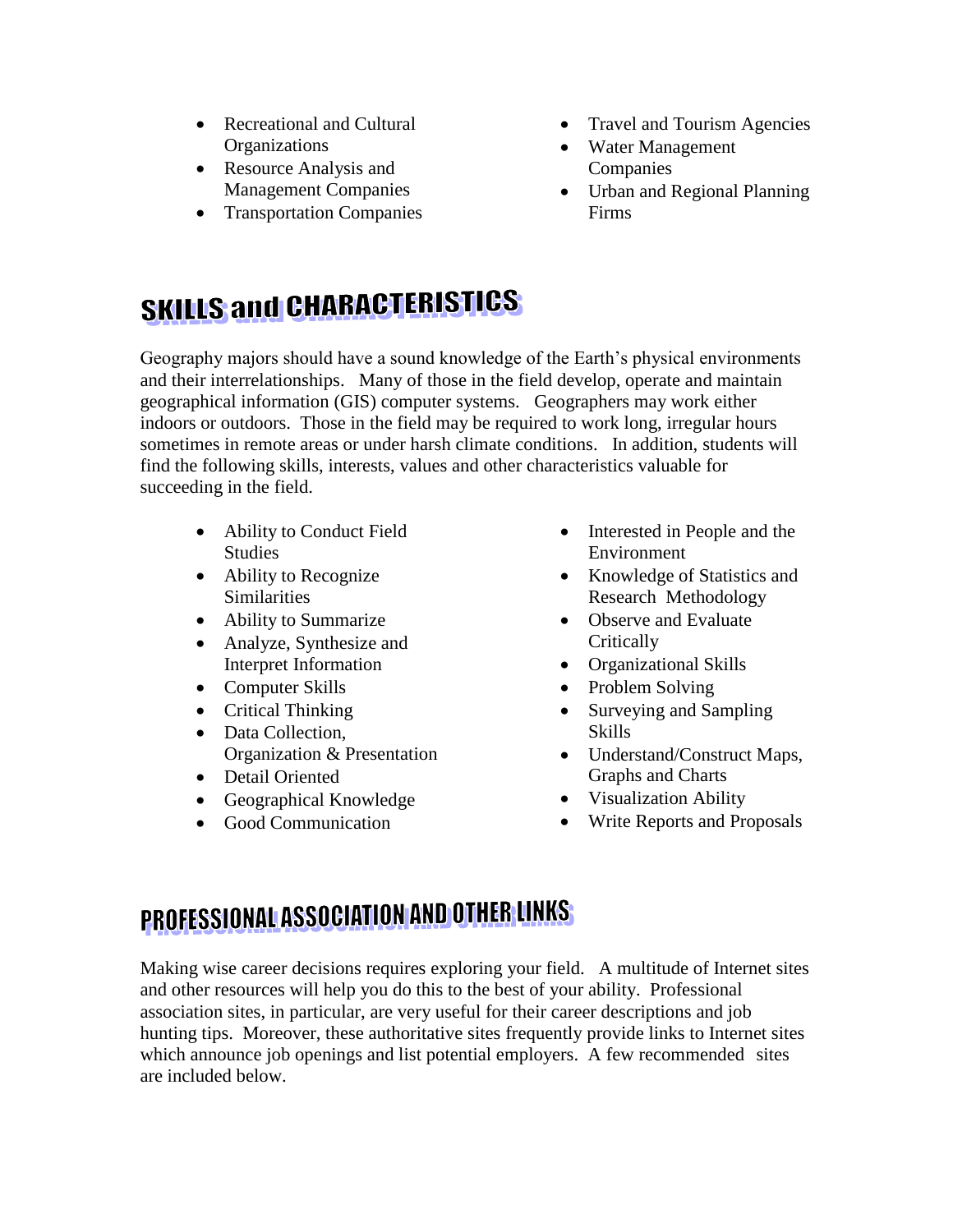- Recreational and Cultural Organizations
- Resource Analysis and Management Companies
- Transportation Companies
- Travel and Tourism Agencies
- Water Management Companies
- Urban and Regional Planning Firms

## SKILLS and CHARACTERISTICS

Geography majors should have a sound knowledge of the Earth's physical environments and their interrelationships. Many of those in the field develop, operate and maintain geographical information (GIS) computer systems. Geographers may work either indoors or outdoors. Those in the field may be required to work long, irregular hours sometimes in remote areas or under harsh climate conditions. In addition, students will find the following skills, interests, values and other characteristics valuable for succeeding in the field.

- Ability to Conduct Field Studies
- Ability to Recognize Similarities
- Ability to Summarize
- Analyze, Synthesize and Interpret Information
- Computer Skills
- Critical Thinking
- Data Collection, Organization & Presentation
- Detail Oriented
- Geographical Knowledge
- Good Communication
- Interested in People and the Environment
- Knowledge of Statistics and Research Methodology
- Observe and Evaluate Critically
- Organizational Skills
- Problem Solving
- Surveying and Sampling Skills
- Understand/Construct Maps, Graphs and Charts
- Visualization Ability
- Write Reports and Proposals

## PROFESSIONAL ASSOCIATION AND OTHER LINKS

Making wise career decisions requires exploring your field. A multitude of Internet sites and other resources will help you do this to the best of your ability. Professional association sites, in particular, are very useful for their career descriptions and job hunting tips. Moreover, these authoritative sites frequently provide links to Internet sites which announce job openings and list potential employers. A few recommended sites are included below.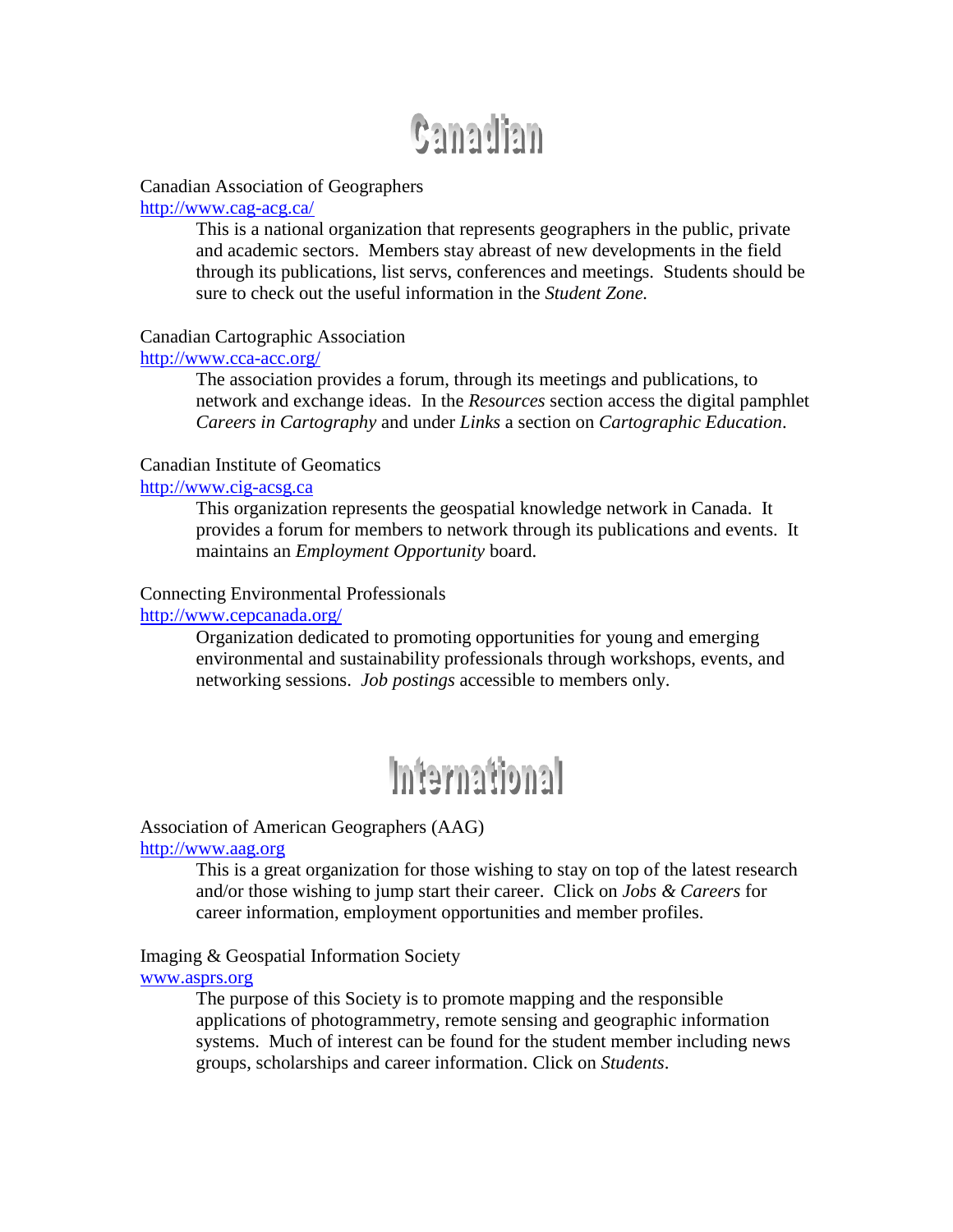# Canadian

Canadian Association of Geographers
http://www.cag-acg.ca/

This is a national organization that represents geographers in the public, private and academic sectors. Members stay abreast of new developments in the field through its publications, list servs, conferences and meetings. Students should be sure to check out the useful information in the *Student Zone.*

Canadian Cartographic Association
http://www.cca-acc.org/

The association provides a forum, through its meetings and publications, to network and exchange ideas. In the *Resources* section access the digital pamphlet *Careers in Cartography* and under *Links* a section on *Cartographic Education*.

Canadian Institute of Geomatics
http://www.cig-acsg.ca

This organization represents the geospatial knowledge network in Canada. It provides a forum for members to network through its publications and events. It maintains an *Employment Opportunity* board.

Connecting Environmental Professionals
http://www.cepcanada.org/

Organization dedicated to promoting opportunities for young and emerging environmental and sustainability professionals through workshops, events, and networking sessions. *Job postings* accessible to members only.

# International

Association of American Geographers (AAG)
http://www.aag.org

This is a great organization for those wishing to stay on top of the latest research and/or those wishing to jump start their career. Click on *Jobs & Careers* for career information, employment opportunities and member profiles.

Imaging & Geospatial Information Society
www.asprs.org

The purpose of this Society is to promote mapping and the responsible applications of photogrammetry, remote sensing and geographic information systems. Much of interest can be found for the student member including news groups, scholarships and career information. Click on *Students*.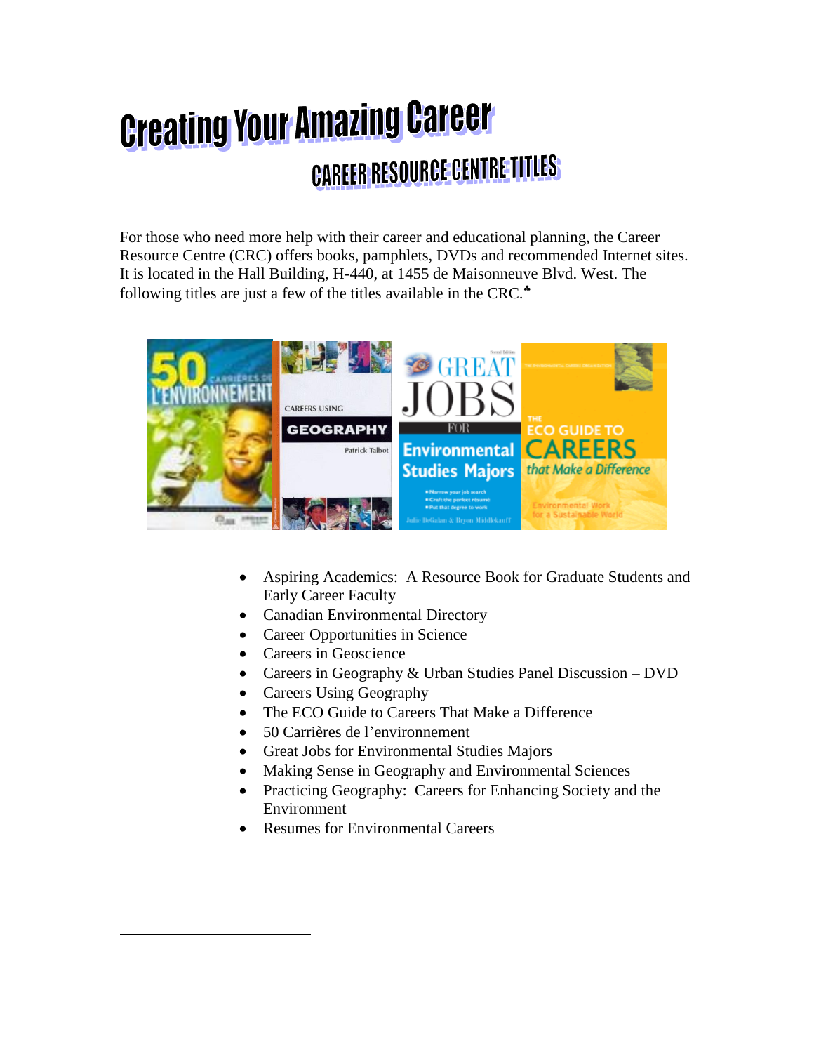# Creating Your Amazing Career

## CAREER RESOURCE CENTRE TITLES

For those who need more help with their career and educational planning, the Career Resource Centre (CRC) offers books, pamphlets, DVDs and recommended Internet sites. It is located in the Hall Building, H-440, at 1455 de Maisonneuve Blvd. West. The following titles are just a few of the titles available in the CRC.♣

- Aspiring Academics: A Resource Book for Graduate Students and Early Career Faculty
- Canadian Environmental Directory
- Career Opportunities in Science
- Careers in Geoscience
- Careers in Geography & Urban Studies Panel Discussion – DVD
- Careers Using Geography
- The ECO Guide to Careers That Make a Difference
- 50 Carrières de l'environnement
- Great Jobs for Environmental Studies Majors
- Making Sense in Geography and Environmental Sciences
- Practicing Geography: Careers for Enhancing Society and the Environment
- Resumes for Environmental Careers